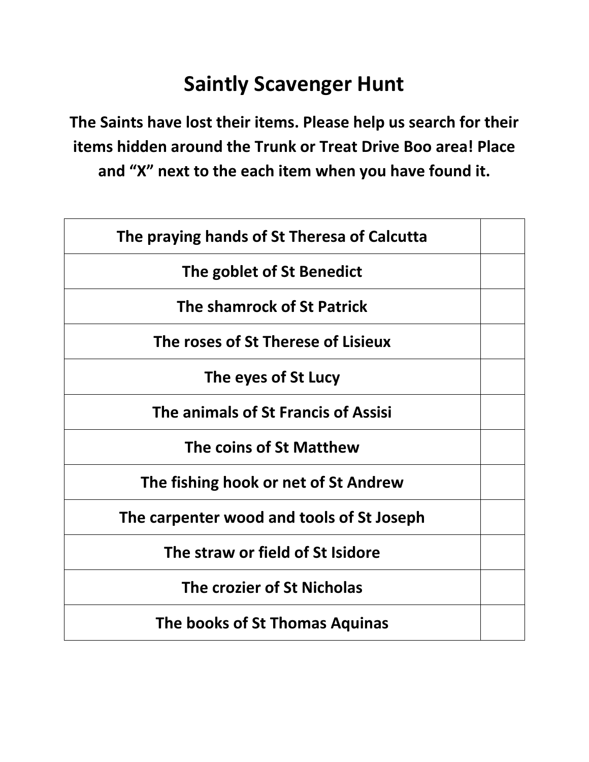# Saintly Scavenger Hunt

**The Saints have lost their items. Please help us search for their items hidden around the Trunk or Treat Drive Boo area! Place and "X" next to the each item when you have found it.**

| | |
|---|---|
| **The praying hands of St Theresa of Calcutta** | |
| **The goblet of St Benedict** | |
| **The shamrock of St Patrick** | |
| **The roses of St Therese of Lisieux** | |
| **The eyes of St Lucy** | |
| **The animals of St Francis of Assisi** | |
| **The coins of St Matthew** | |
| **The fishing hook or net of St Andrew** | |
| **The carpenter wood and tools of St Joseph** | |
| **The straw or field of St Isidore** | |
| **The crozier of St Nicholas** | |
| **The books of St Thomas Aquinas** | |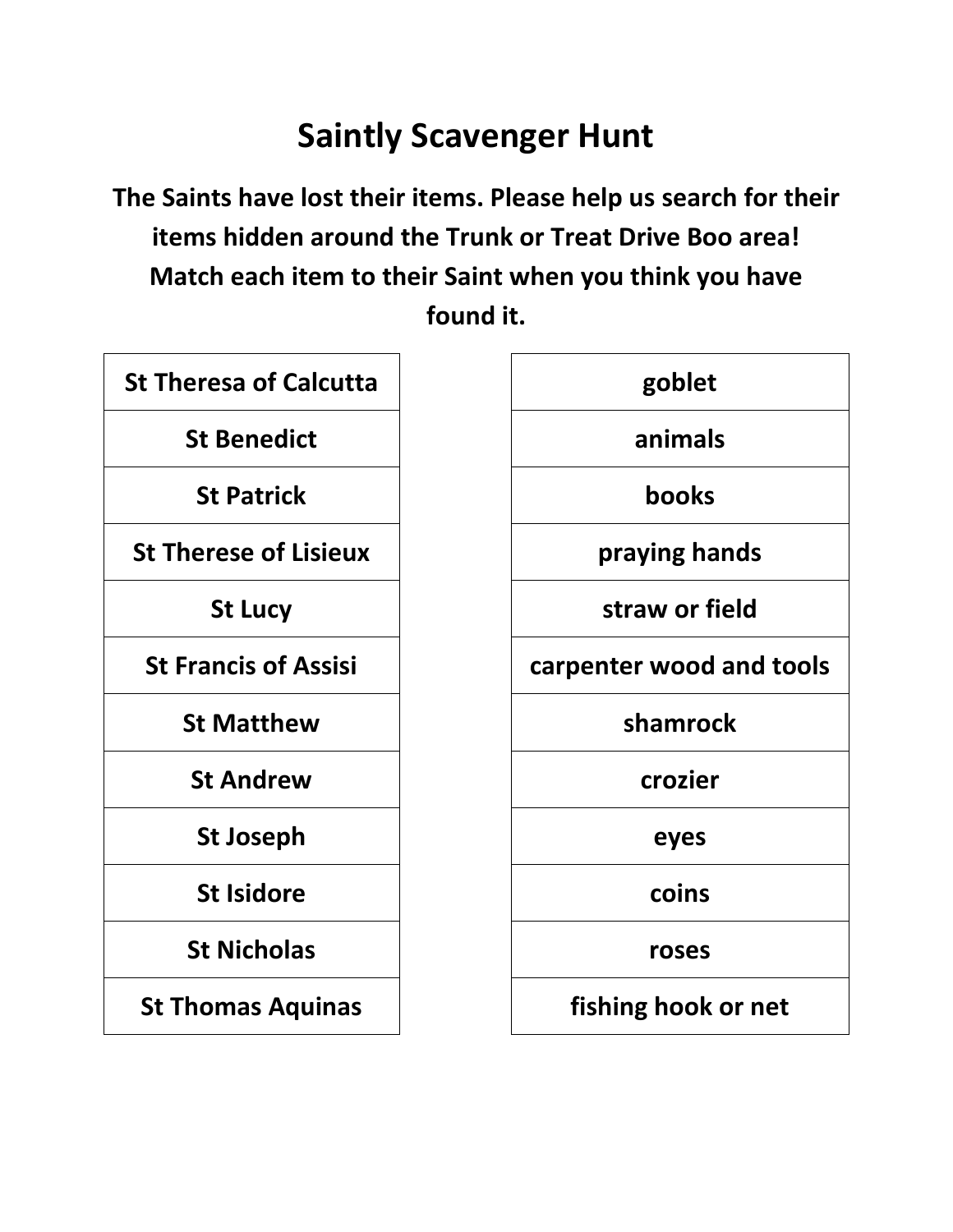# Saintly Scavenger Hunt

**The Saints have lost their items. Please help us search for their items hidden around the Trunk or Treat Drive Boo area! Match each item to their Saint when you think you have found it.**

| |
|---|
| St Theresa of Calcutta |
| St Benedict |
| St Patrick |
| St Therese of Lisieux |
| St Lucy |
| St Francis of Assisi |
| St Matthew |
| St Andrew |
| St Joseph |
| St Isidore |
| St Nicholas |
| St Thomas Aquinas |

| |
|---|
| goblet |
| animals |
| books |
| praying hands |
| straw or field |
| carpenter wood and tools |
| shamrock |
| crozier |
| eyes |
| coins |
| roses |
| fishing hook or net |